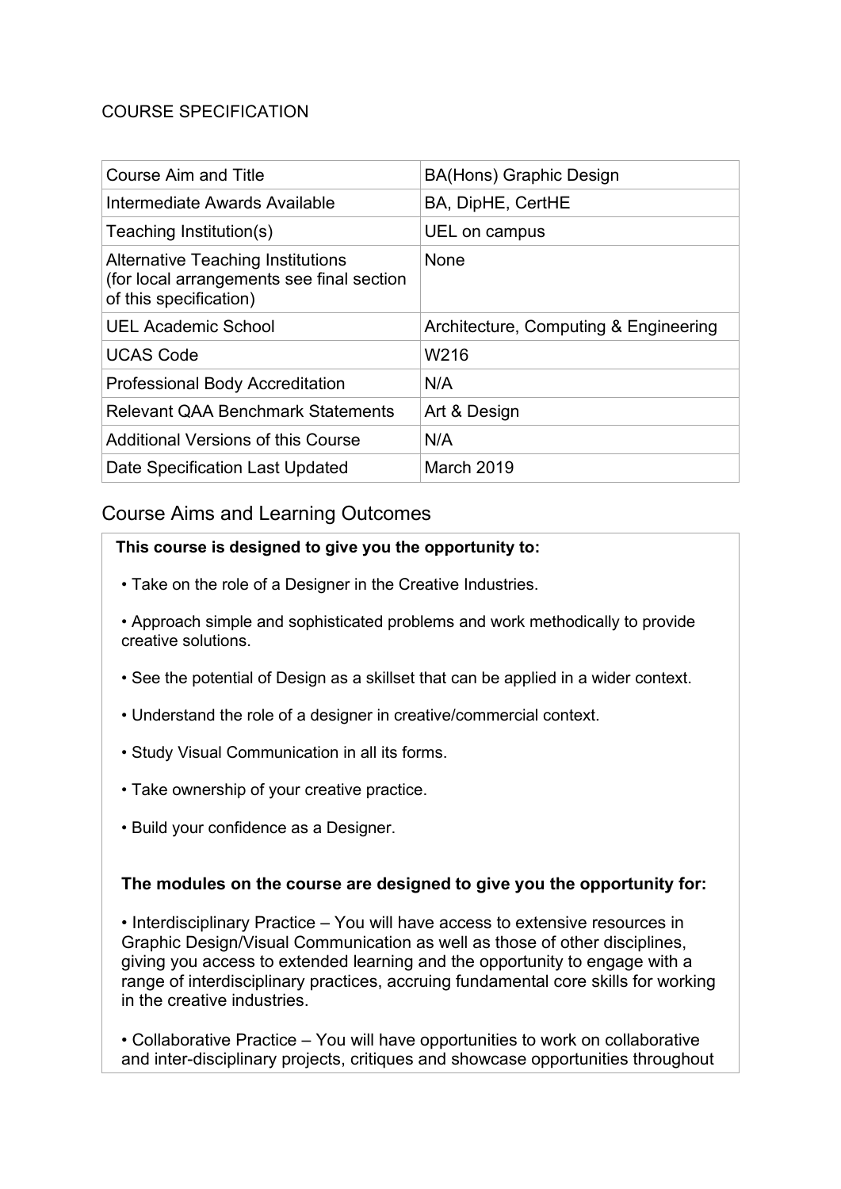COURSE SPECIFICATION

| Course Aim and Title | BA(Hons) Graphic Design |
|---|---|
| Intermediate Awards Available | BA, DipHE, CertHE |
| Teaching Institution(s) | UEL on campus |
| Alternative Teaching Institutions (for local arrangements see final section of this specification) | None |
| UEL Academic School | Architecture, Computing & Engineering |
| UCAS Code | W216 |
| Professional Body Accreditation | N/A |
| Relevant QAA Benchmark Statements | Art & Design |
| Additional Versions of this Course | N/A |
| Date Specification Last Updated | March 2019 |

## Course Aims and Learning Outcomes

**This course is designed to give you the opportunity to:**

- Take on the role of a Designer in the Creative Industries.
- Approach simple and sophisticated problems and work methodically to provide creative solutions.
- See the potential of Design as a skillset that can be applied in a wider context.
- Understand the role of a designer in creative/commercial context.
- Study Visual Communication in all its forms.
- Take ownership of your creative practice.
- Build your confidence as a Designer.

**The modules on the course are designed to give you the opportunity for:**

- Interdisciplinary Practice – You will have access to extensive resources in Graphic Design/Visual Communication as well as those of other disciplines, giving you access to extended learning and the opportunity to engage with a range of interdisciplinary practices, accruing fundamental core skills for working in the creative industries.
- Collaborative Practice – You will have opportunities to work on collaborative and inter-disciplinary projects, critiques and showcase opportunities throughout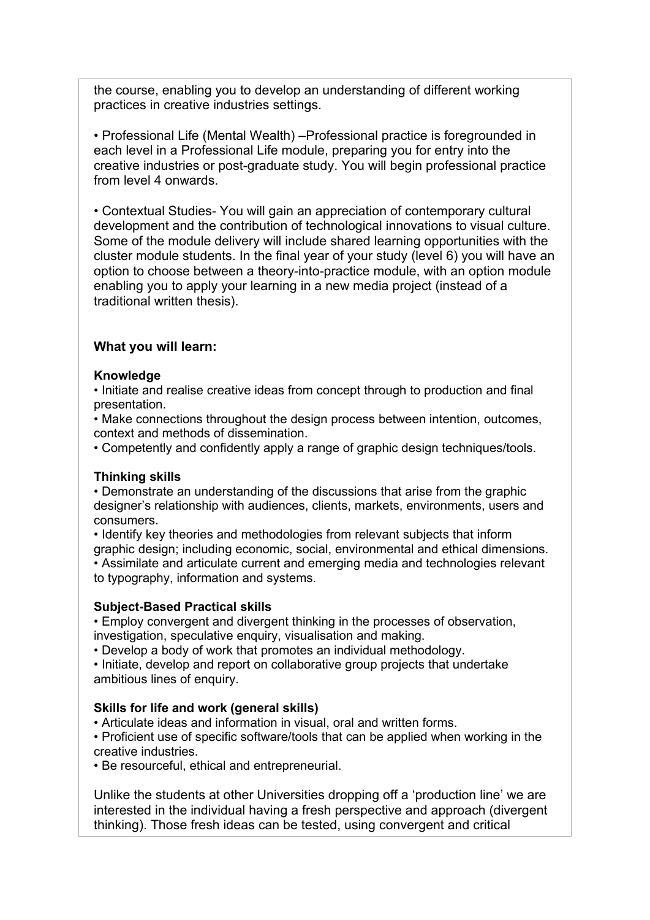the course, enabling you to develop an understanding of different working practices in creative industries settings.

• Professional Life (Mental Wealth) –Professional practice is foregrounded in each level in a Professional Life module, preparing you for entry into the creative industries or post-graduate study. You will begin professional practice from level 4 onwards.

• Contextual Studies- You will gain an appreciation of contemporary cultural development and the contribution of technological innovations to visual culture. Some of the module delivery will include shared learning opportunities with the cluster module students. In the final year of your study (level 6) you will have an option to choose between a theory-into-practice module, with an option module enabling you to apply your learning in a new media project (instead of a traditional written thesis).

**What you will learn:**

**Knowledge**

• Initiate and realise creative ideas from concept through to production and final presentation.
• Make connections throughout the design process between intention, outcomes, context and methods of dissemination.
• Competently and confidently apply a range of graphic design techniques/tools.

**Thinking skills**

• Demonstrate an understanding of the discussions that arise from the graphic designer's relationship with audiences, clients, markets, environments, users and consumers.
• Identify key theories and methodologies from relevant subjects that inform graphic design; including economic, social, environmental and ethical dimensions.
• Assimilate and articulate current and emerging media and technologies relevant to typography, information and systems.

**Subject-Based Practical skills**

• Employ convergent and divergent thinking in the processes of observation, investigation, speculative enquiry, visualisation and making.
• Develop a body of work that promotes an individual methodology.
• Initiate, develop and report on collaborative group projects that undertake ambitious lines of enquiry.

**Skills for life and work (general skills)**

• Articulate ideas and information in visual, oral and written forms.
• Proficient use of specific software/tools that can be applied when working in the creative industries.
• Be resourceful, ethical and entrepreneurial.

Unlike the students at other Universities dropping off a 'production line' we are interested in the individual having a fresh perspective and approach (divergent thinking). Those fresh ideas can be tested, using convergent and critical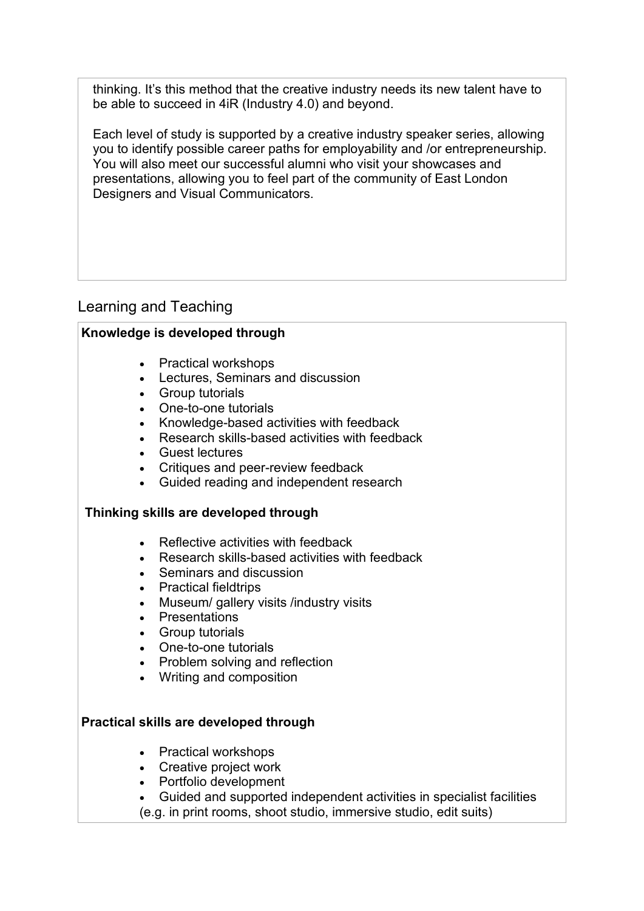thinking. It's this method that the creative industry needs its new talent have to be able to succeed in 4iR (Industry 4.0) and beyond.

Each level of study is supported by a creative industry speaker series, allowing you to identify possible career paths for employability and /or entrepreneurship. You will also meet our successful alumni who visit your showcases and presentations, allowing you to feel part of the community of East London Designers and Visual Communicators.

## Learning and Teaching

**Knowledge is developed through**

- Practical workshops
- Lectures, Seminars and discussion
- Group tutorials
- One-to-one tutorials
- Knowledge-based activities with feedback
- Research skills-based activities with feedback
- Guest lectures
- Critiques and peer-review feedback
- Guided reading and independent research

**Thinking skills are developed through**

- Reflective activities with feedback
- Research skills-based activities with feedback
- Seminars and discussion
- Practical fieldtrips
- Museum/ gallery visits /industry visits
- Presentations
- Group tutorials
- One-to-one tutorials
- Problem solving and reflection
- Writing and composition

**Practical skills are developed through**

- Practical workshops
- Creative project work
- Portfolio development
- Guided and supported independent activities in specialist facilities (e.g. in print rooms, shoot studio, immersive studio, edit suits)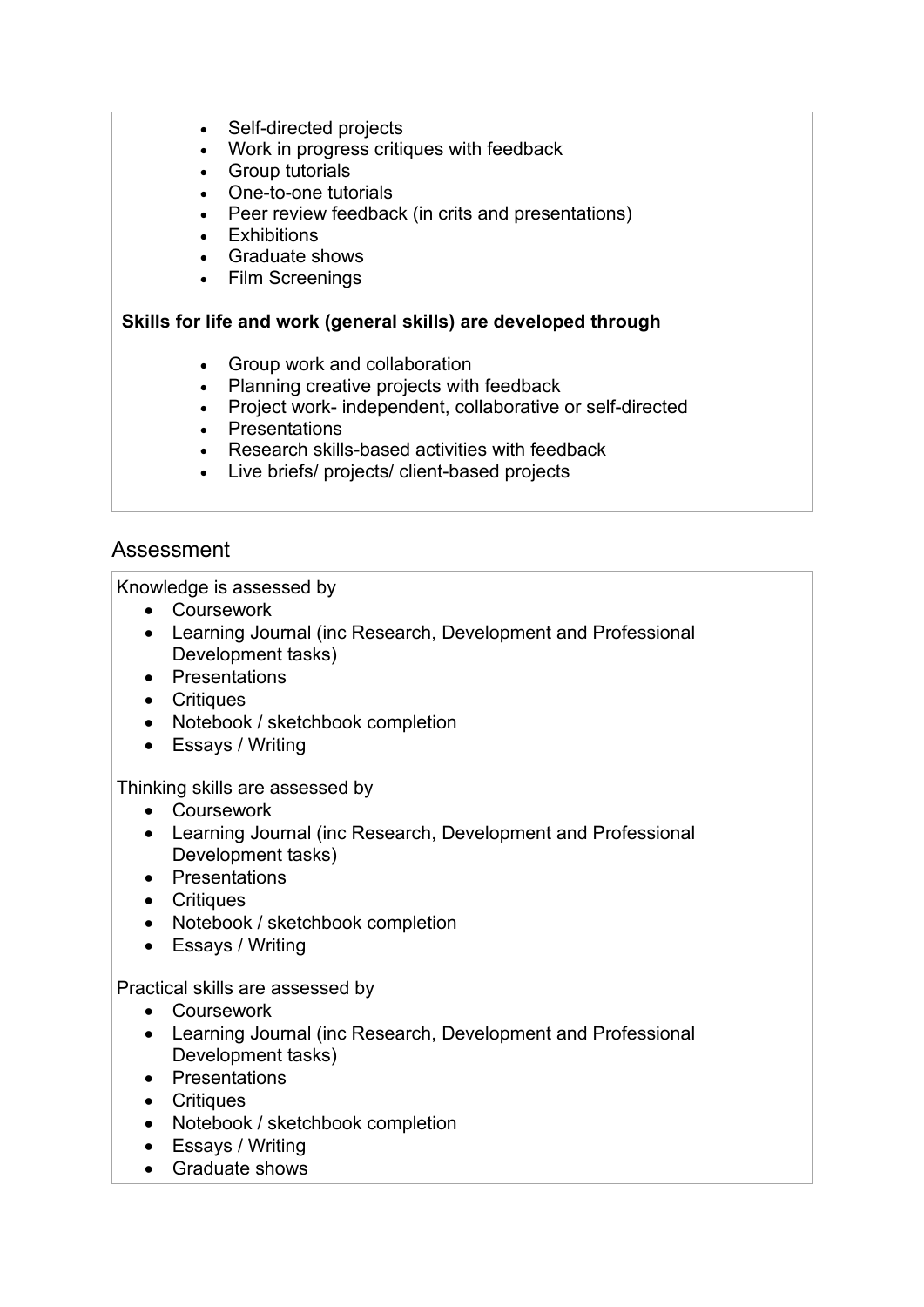- Self-directed projects
- Work in progress critiques with feedback
- Group tutorials
- One-to-one tutorials
- Peer review feedback (in crits and presentations)
- Exhibitions
- Graduate shows
- Film Screenings

**Skills for life and work (general skills) are developed through**

- Group work and collaboration
- Planning creative projects with feedback
- Project work- independent, collaborative or self-directed
- Presentations
- Research skills-based activities with feedback
- Live briefs/ projects/ client-based projects

## Assessment

Knowledge is assessed by

- Coursework
- Learning Journal (inc Research, Development and Professional Development tasks)
- Presentations
- Critiques
- Notebook / sketchbook completion
- Essays / Writing

Thinking skills are assessed by

- Coursework
- Learning Journal (inc Research, Development and Professional Development tasks)
- Presentations
- Critiques
- Notebook / sketchbook completion
- Essays / Writing

Practical skills are assessed by

- Coursework
- Learning Journal (inc Research, Development and Professional Development tasks)
- Presentations
- Critiques
- Notebook / sketchbook completion
- Essays / Writing
- Graduate shows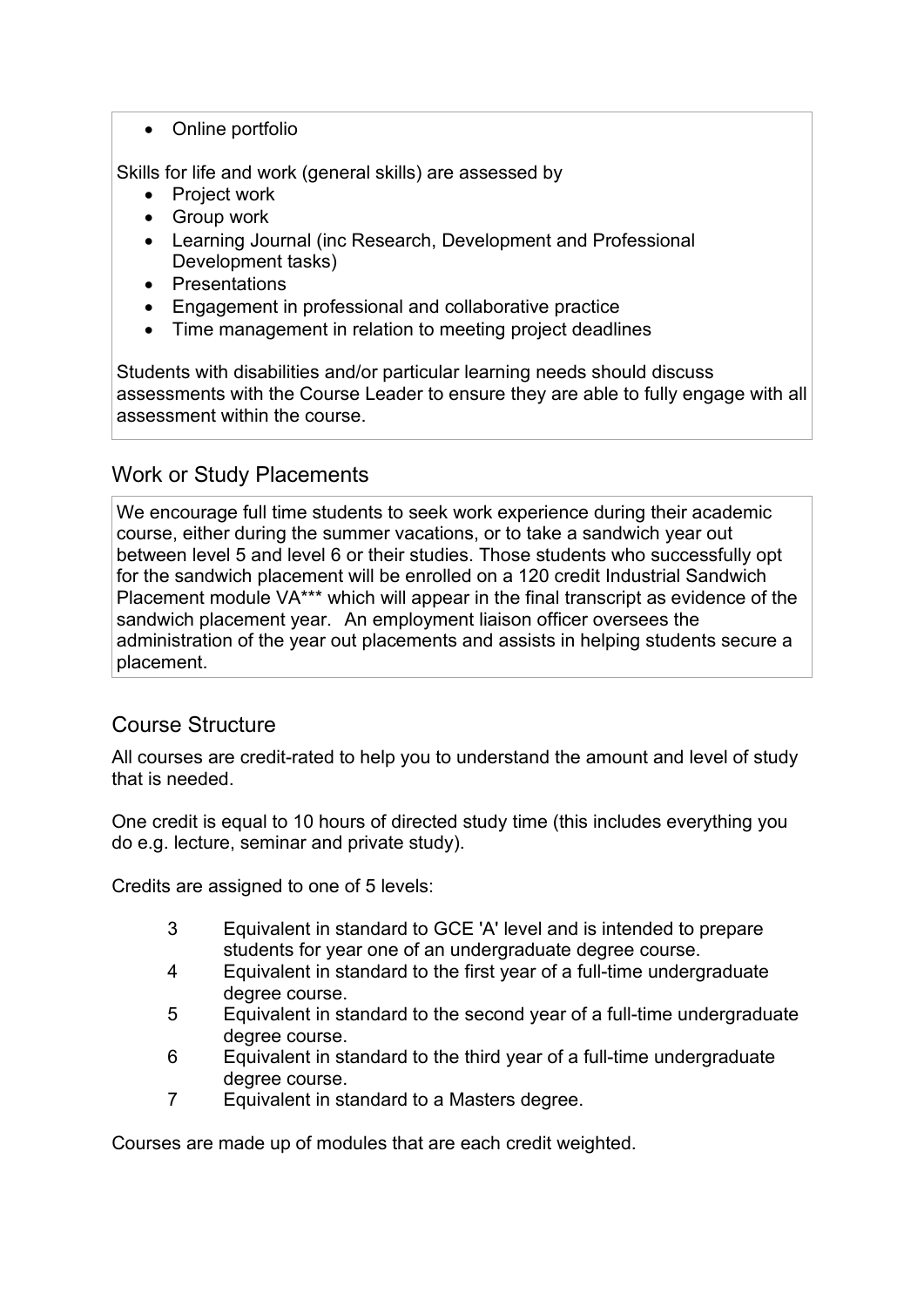- Online portfolio

Skills for life and work (general skills) are assessed by

- Project work
- Group work
- Learning Journal (inc Research, Development and Professional Development tasks)
- Presentations
- Engagement in professional and collaborative practice
- Time management in relation to meeting project deadlines

Students with disabilities and/or particular learning needs should discuss assessments with the Course Leader to ensure they are able to fully engage with all assessment within the course.

## Work or Study Placements

We encourage full time students to seek work experience during their academic course, either during the summer vacations, or to take a sandwich year out between level 5 and level 6 or their studies. Those students who successfully opt for the sandwich placement will be enrolled on a 120 credit Industrial Sandwich Placement module VA*** which will appear in the final transcript as evidence of the sandwich placement year. An employment liaison officer oversees the administration of the year out placements and assists in helping students secure a placement.

## Course Structure

All courses are credit-rated to help you to understand the amount and level of study that is needed.

One credit is equal to 10 hours of directed study time (this includes everything you do e.g. lecture, seminar and private study).

Credits are assigned to one of 5 levels:

- 3 Equivalent in standard to GCE 'A' level and is intended to prepare students for year one of an undergraduate degree course.
- 4 Equivalent in standard to the first year of a full-time undergraduate degree course.
- 5 Equivalent in standard to the second year of a full-time undergraduate degree course.
- 6 Equivalent in standard to the third year of a full-time undergraduate degree course.
- 7 Equivalent in standard to a Masters degree.

Courses are made up of modules that are each credit weighted.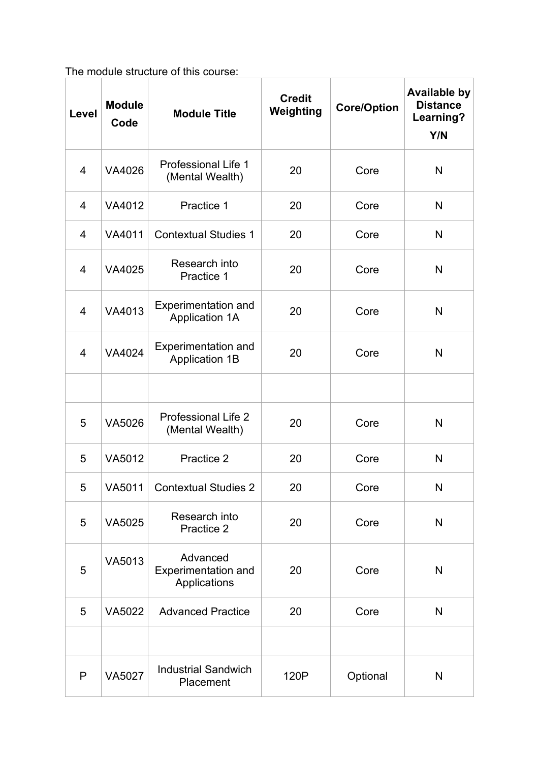The module structure of this course:

| Level | Module Code | Module Title | Credit Weighting | Core/Option | Available by Distance Learning? Y/N |
|---|---|---|---|---|---|
| 4 | VA4026 | Professional Life 1 (Mental Wealth) | 20 | Core | N |
| 4 | VA4012 | Practice 1 | 20 | Core | N |
| 4 | VA4011 | Contextual Studies 1 | 20 | Core | N |
| 4 | VA4025 | Research into Practice 1 | 20 | Core | N |
| 4 | VA4013 | Experimentation and Application 1A | 20 | Core | N |
| 4 | VA4024 | Experimentation and Application 1B | 20 | Core | N |
| | | | | | |
| 5 | VA5026 | Professional Life 2 (Mental Wealth) | 20 | Core | N |
| 5 | VA5012 | Practice 2 | 20 | Core | N |
| 5 | VA5011 | Contextual Studies 2 | 20 | Core | N |
| 5 | VA5025 | Research into Practice 2 | 20 | Core | N |
| 5 | VA5013 | Advanced Experimentation and Applications | 20 | Core | N |
| 5 | VA5022 | Advanced Practice | 20 | Core | N |
| | | | | | |
| P | VA5027 | Industrial Sandwich Placement | 120P | Optional | N |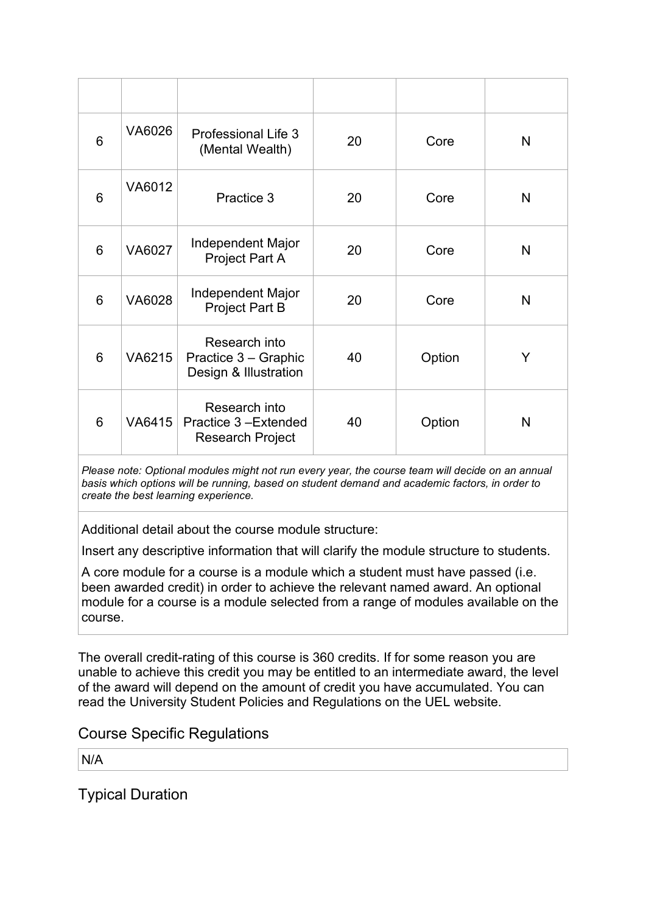| | | | | | |
|---|---|---|---|---|---|
| 6 | VA6026 | Professional Life 3 (Mental Wealth) | 20 | Core | N |
| 6 | VA6012 | Practice 3 | 20 | Core | N |
| 6 | VA6027 | Independent Major Project Part A | 20 | Core | N |
| 6 | VA6028 | Independent Major Project Part B | 20 | Core | N |
| 6 | VA6215 | Research into Practice 3 – Graphic Design & Illustration | 40 | Option | Y |
| 6 | VA6415 | Research into Practice 3 –Extended Research Project | 40 | Option | N |

*Please note: Optional modules might not run every year, the course team will decide on an annual basis which options will be running, based on student demand and academic factors, in order to create the best learning experience.*

Additional detail about the course module structure:

Insert any descriptive information that will clarify the module structure to students.

A core module for a course is a module which a student must have passed (i.e. been awarded credit) in order to achieve the relevant named award. An optional module for a course is a module selected from a range of modules available on the course.

The overall credit-rating of this course is 360 credits. If for some reason you are unable to achieve this credit you may be entitled to an intermediate award, the level of the award will depend on the amount of credit you have accumulated. You can read the University Student Policies and Regulations on the UEL website.

## Course Specific Regulations

N/A

## Typical Duration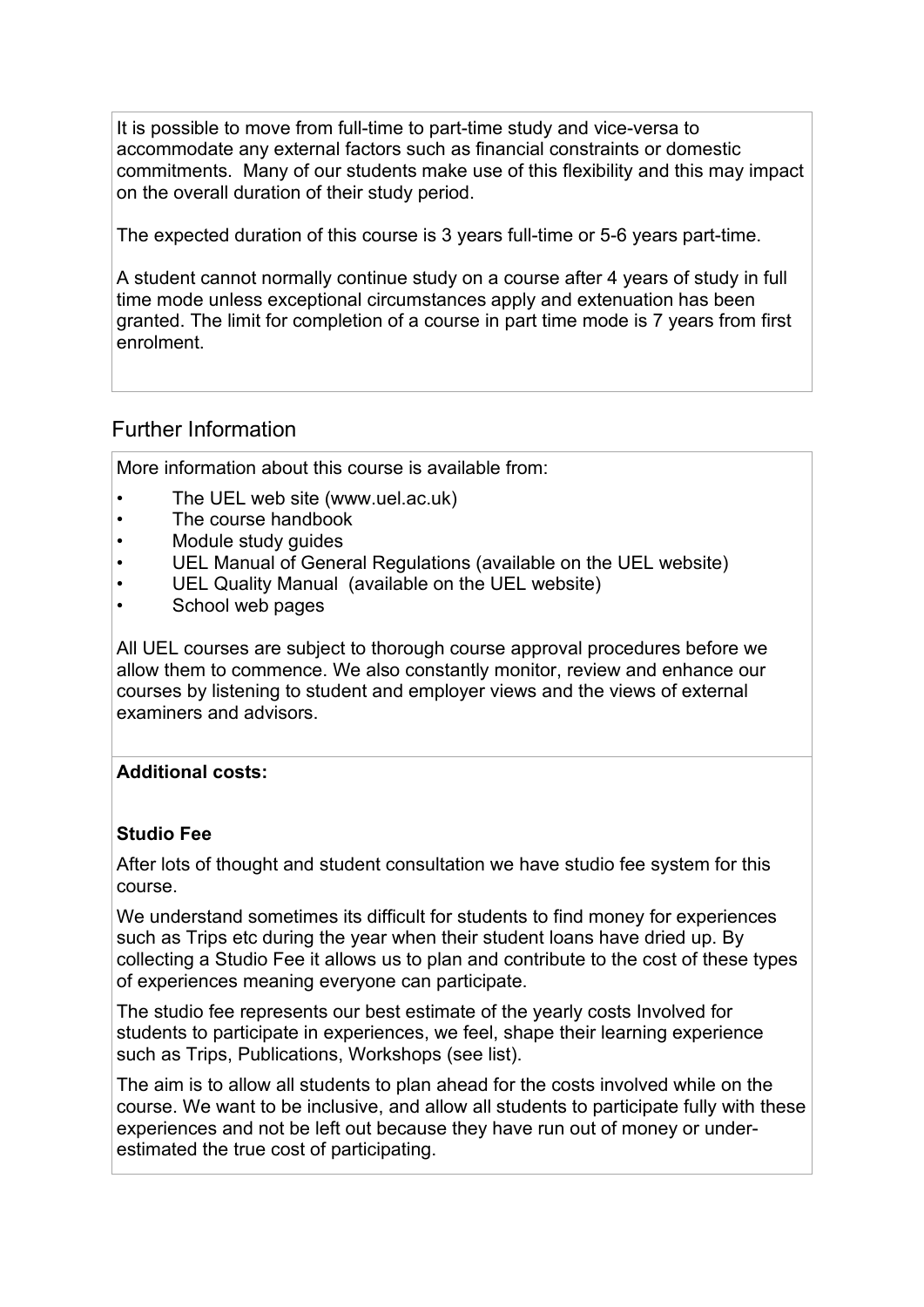It is possible to move from full-time to part-time study and vice-versa to accommodate any external factors such as financial constraints or domestic commitments. Many of our students make use of this flexibility and this may impact on the overall duration of their study period.

The expected duration of this course is 3 years full-time or 5-6 years part-time.

A student cannot normally continue study on a course after 4 years of study in full time mode unless exceptional circumstances apply and extenuation has been granted. The limit for completion of a course in part time mode is 7 years from first enrolment.

## Further Information

More information about this course is available from:

- The UEL web site (www.uel.ac.uk)
- The course handbook
- Module study guides
- UEL Manual of General Regulations (available on the UEL website)
- UEL Quality Manual (available on the UEL website)
- School web pages

All UEL courses are subject to thorough course approval procedures before we allow them to commence. We also constantly monitor, review and enhance our courses by listening to student and employer views and the views of external examiners and advisors.

**Additional costs:**

**Studio Fee**

After lots of thought and student consultation we have studio fee system for this course.

We understand sometimes its difficult for students to find money for experiences such as Trips etc during the year when their student loans have dried up. By collecting a Studio Fee it allows us to plan and contribute to the cost of these types of experiences meaning everyone can participate.

The studio fee represents our best estimate of the yearly costs Involved for students to participate in experiences, we feel, shape their learning experience such as Trips, Publications, Workshops (see list).

The aim is to allow all students to plan ahead for the costs involved while on the course. We want to be inclusive, and allow all students to participate fully with these experiences and not be left out because they have run out of money or under-estimated the true cost of participating.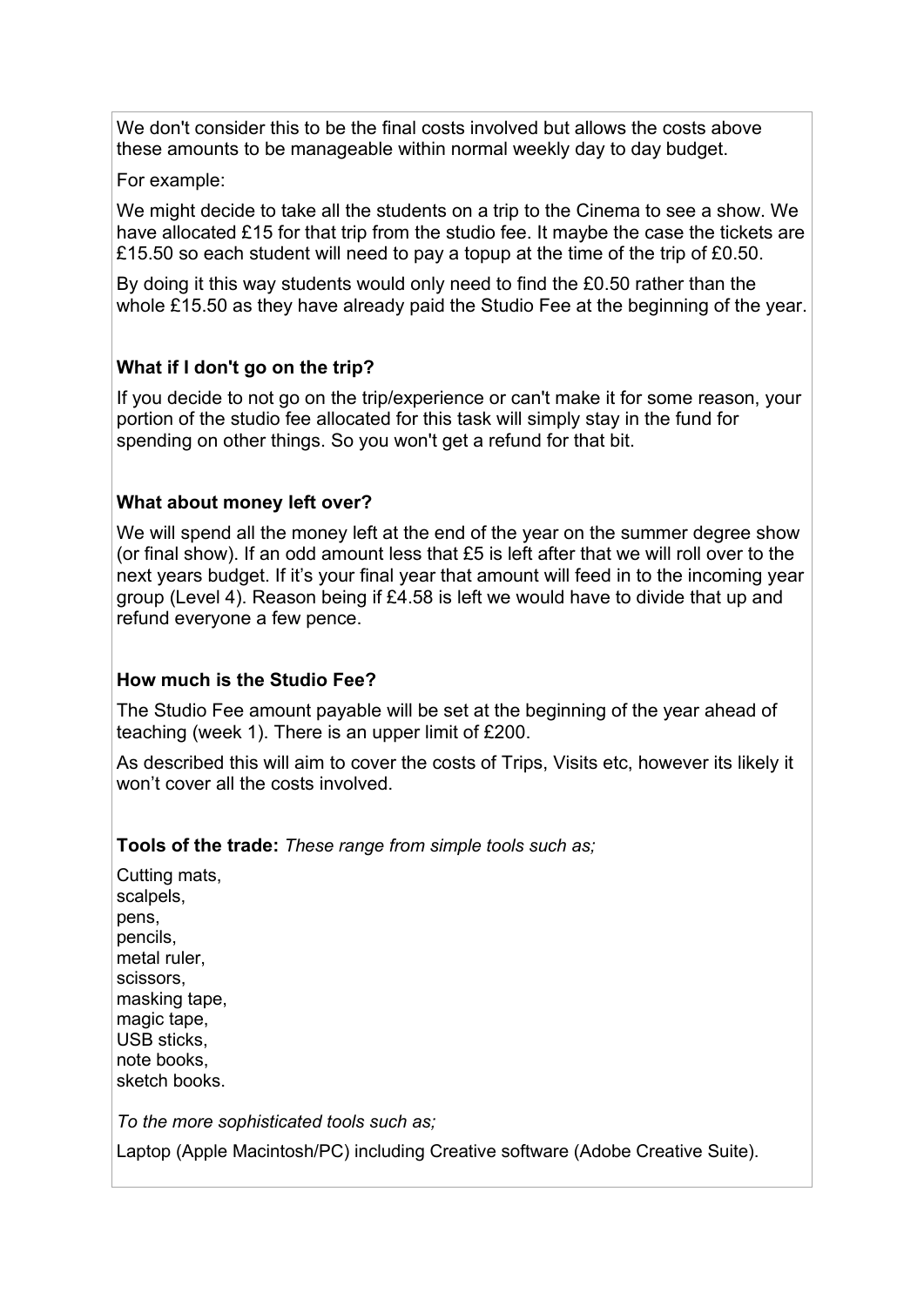We don't consider this to be the final costs involved but allows the costs above these amounts to be manageable within normal weekly day to day budget.

For example:

We might decide to take all the students on a trip to the Cinema to see a show. We have allocated £15 for that trip from the studio fee. It maybe the case the tickets are £15.50 so each student will need to pay a topup at the time of the trip of £0.50.

By doing it this way students would only need to find the £0.50 rather than the whole £15.50 as they have already paid the Studio Fee at the beginning of the year.

**What if I don't go on the trip?**

If you decide to not go on the trip/experience or can't make it for some reason, your portion of the studio fee allocated for this task will simply stay in the fund for spending on other things. So you won't get a refund for that bit.

**What about money left over?**

We will spend all the money left at the end of the year on the summer degree show (or final show). If an odd amount less that £5 is left after that we will roll over to the next years budget. If it's your final year that amount will feed in to the incoming year group (Level 4). Reason being if £4.58 is left we would have to divide that up and refund everyone a few pence.

**How much is the Studio Fee?**

The Studio Fee amount payable will be set at the beginning of the year ahead of teaching (week 1). There is an upper limit of £200.

As described this will aim to cover the costs of Trips, Visits etc, however its likely it won't cover all the costs involved.

**Tools of the trade:** *These range from simple tools such as;*

Cutting mats,
scalpels,
pens,
pencils,
metal ruler,
scissors,
masking tape,
magic tape,
USB sticks,
note books,
sketch books.

*To the more sophisticated tools such as;*

Laptop (Apple Macintosh/PC) including Creative software (Adobe Creative Suite).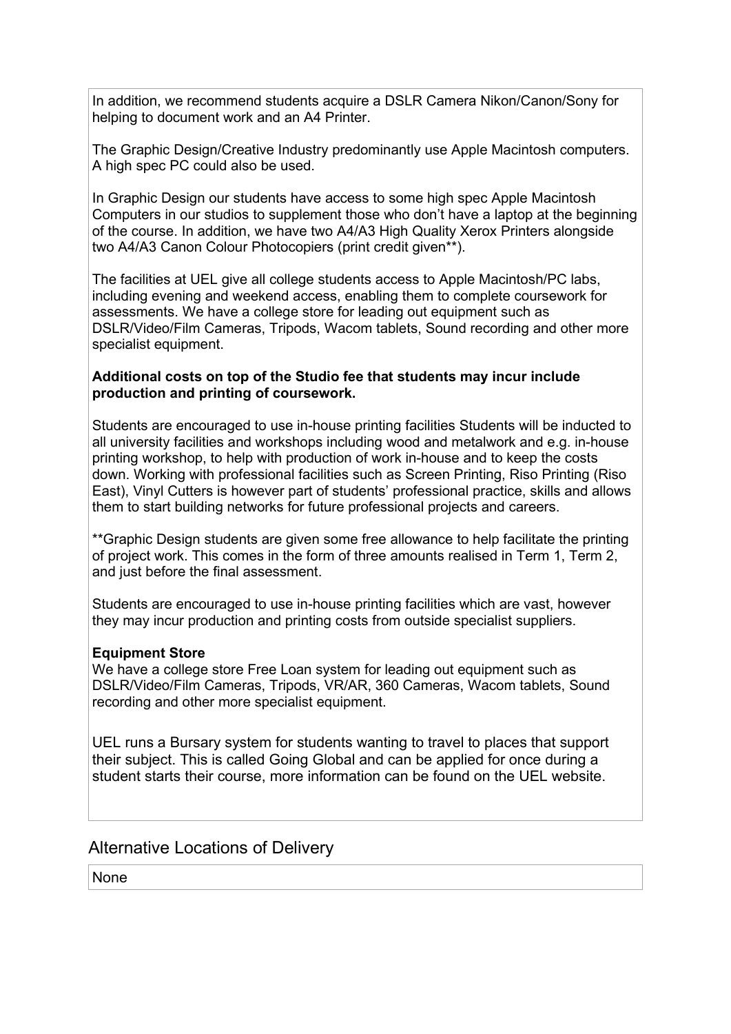In addition, we recommend students acquire a DSLR Camera Nikon/Canon/Sony for helping to document work and an A4 Printer.

The Graphic Design/Creative Industry predominantly use Apple Macintosh computers. A high spec PC could also be used.

In Graphic Design our students have access to some high spec Apple Macintosh Computers in our studios to supplement those who don't have a laptop at the beginning of the course. In addition, we have two A4/A3 High Quality Xerox Printers alongside two A4/A3 Canon Colour Photocopiers (print credit given**).

The facilities at UEL give all college students access to Apple Macintosh/PC labs, including evening and weekend access, enabling them to complete coursework for assessments. We have a college store for leading out equipment such as DSLR/Video/Film Cameras, Tripods, Wacom tablets, Sound recording and other more specialist equipment.

**Additional costs on top of the Studio fee that students may incur include production and printing of coursework.**

Students are encouraged to use in-house printing facilities Students will be inducted to all university facilities and workshops including wood and metalwork and e.g. in-house printing workshop, to help with production of work in-house and to keep the costs down. Working with professional facilities such as Screen Printing, Riso Printing (Riso East), Vinyl Cutters is however part of students' professional practice, skills and allows them to start building networks for future professional projects and careers.

**Graphic Design students are given some free allowance to help facilitate the printing of project work. This comes in the form of three amounts realised in Term 1, Term 2, and just before the final assessment.

Students are encouraged to use in-house printing facilities which are vast, however they may incur production and printing costs from outside specialist suppliers.

**Equipment Store**
We have a college store Free Loan system for leading out equipment such as DSLR/Video/Film Cameras, Tripods, VR/AR, 360 Cameras, Wacom tablets, Sound recording and other more specialist equipment.

UEL runs a Bursary system for students wanting to travel to places that support their subject. This is called Going Global and can be applied for once during a student starts their course, more information can be found on the UEL website.

## Alternative Locations of Delivery

None